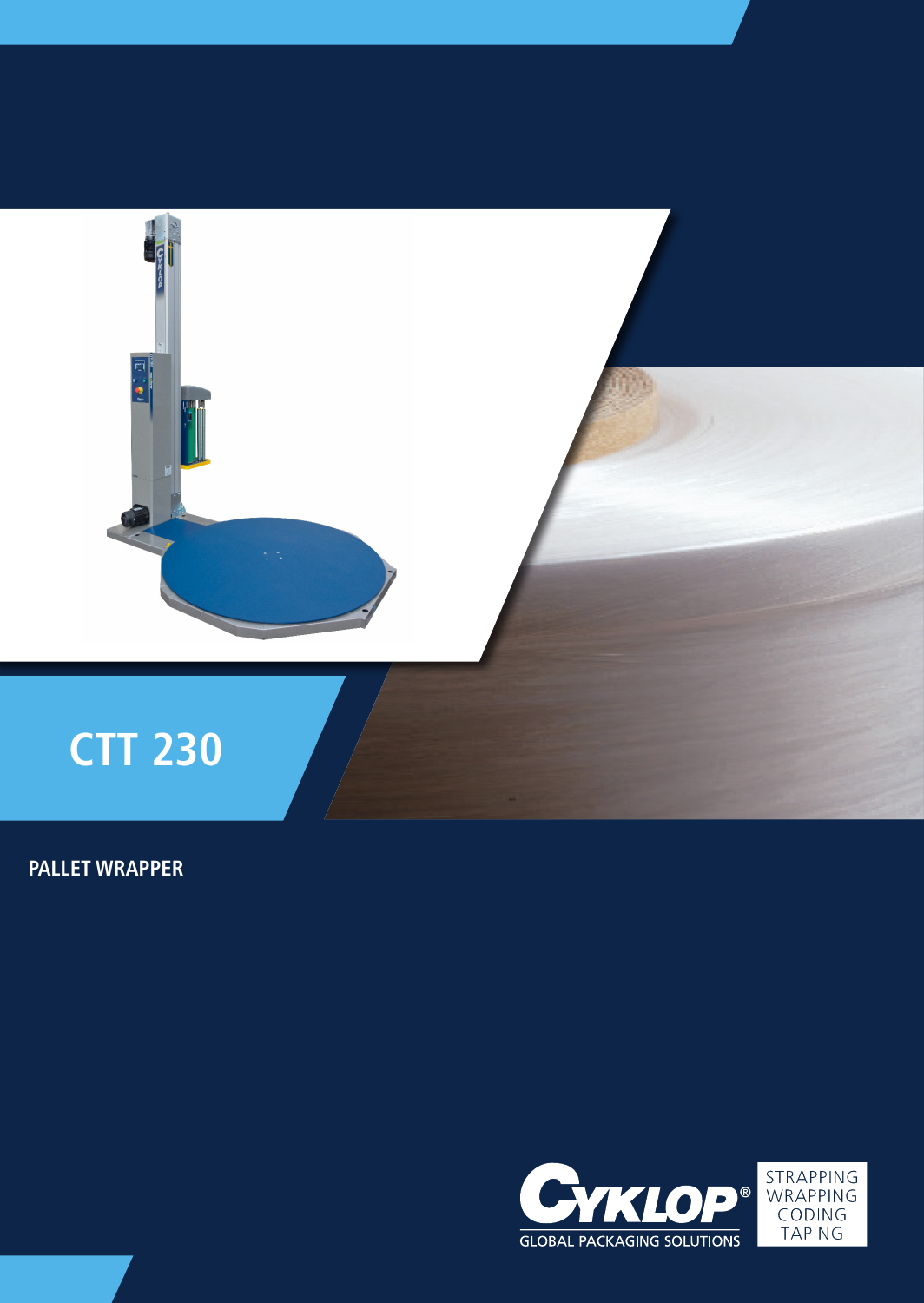# CTT 230

**PALLET WRAPPER**

CYKLOP®
GLOBAL PACKAGING SOLUTIONS

STRAPPING
WRAPPING
CODING
TAPING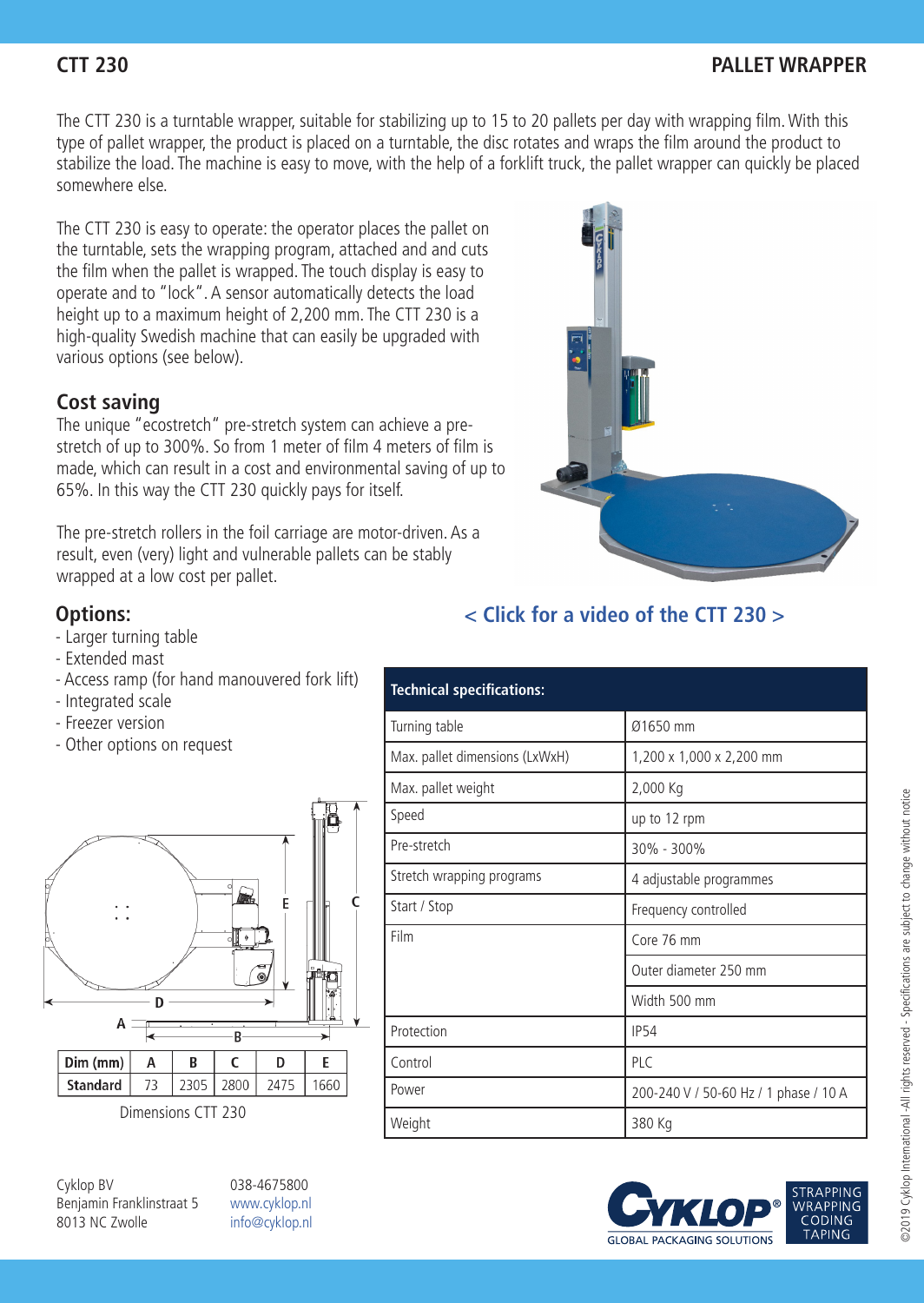# CTT 230

## PALLET WRAPPER

The CTT 230 is a turntable wrapper, suitable for stabilizing up to 15 to 20 pallets per day with wrapping film. With this type of pallet wrapper, the product is placed on a turntable, the disc rotates and wraps the film around the product to stabilize the load. The machine is easy to move, with the help of a forklift truck, the pallet wrapper can quickly be placed somewhere else.

The CTT 230 is easy to operate: the operator places the pallet on the turntable, sets the wrapping program, attached and and cuts the film when the pallet is wrapped. The touch display is easy to operate and to "lock". A sensor automatically detects the load height up to a maximum height of 2,200 mm. The CTT 230 is a high-quality Swedish machine that can easily be upgraded with various options (see below).

## Cost saving

The unique "ecostretch" pre-stretch system can achieve a pre-stretch of up to 300%. So from 1 meter of film 4 meters of film is made, which can result in a cost and environmental saving of up to 65%. In this way the CTT 230 quickly pays for itself.

The pre-stretch rollers in the foil carriage are motor-driven. As a result, even (very) light and vulnerable pallets can be stably wrapped at a low cost per pallet.

< Click for a video of the CTT 230 >

## Options:

- Larger turning table
- Extended mast
- Access ramp (for hand manouvered fork lift)
- Integrated scale
- Freezer version
- Other options on request

A B C D E

| Dim (mm) | A | B | C | D | E |
|---|---|---|---|---|---|
| Standard | 73 | 2305 | 2800 | 2475 | 1660 |

Dimensions CTT 230

| Technical specifications: | |
|---|---|
| Turning table | Ø1650 mm |
| Max. pallet dimensions (LxWxH) | 1,200 x 1,000 x 2,200 mm |
| Max. pallet weight | 2,000 Kg |
| Speed | up to 12 rpm |
| Pre-stretch | 30% - 300% |
| Stretch wrapping programs | 4 adjustable programmes |
| Start / Stop | Frequency controlled |
| Film | Core 76 mm |
| | Outer diameter 250 mm |
| | Width 500 mm |
| Protection | IP54 |
| Control | PLC |
| Power | 200-240 V / 50-60 Hz / 1 phase / 10 A |
| Weight | 380 Kg |

Cyklop BV
Benjamin Franklinstraat 5
8013 NC Zwolle

038-4675800
www.cyklop.nl
info@cyklop.nl

CYKLOP® GLOBAL PACKAGING SOLUTIONS
STRAPPING WRAPPING CODING TAPING

©2019 Cyklop International -All rights reserved - Specifications are subject to change without notice